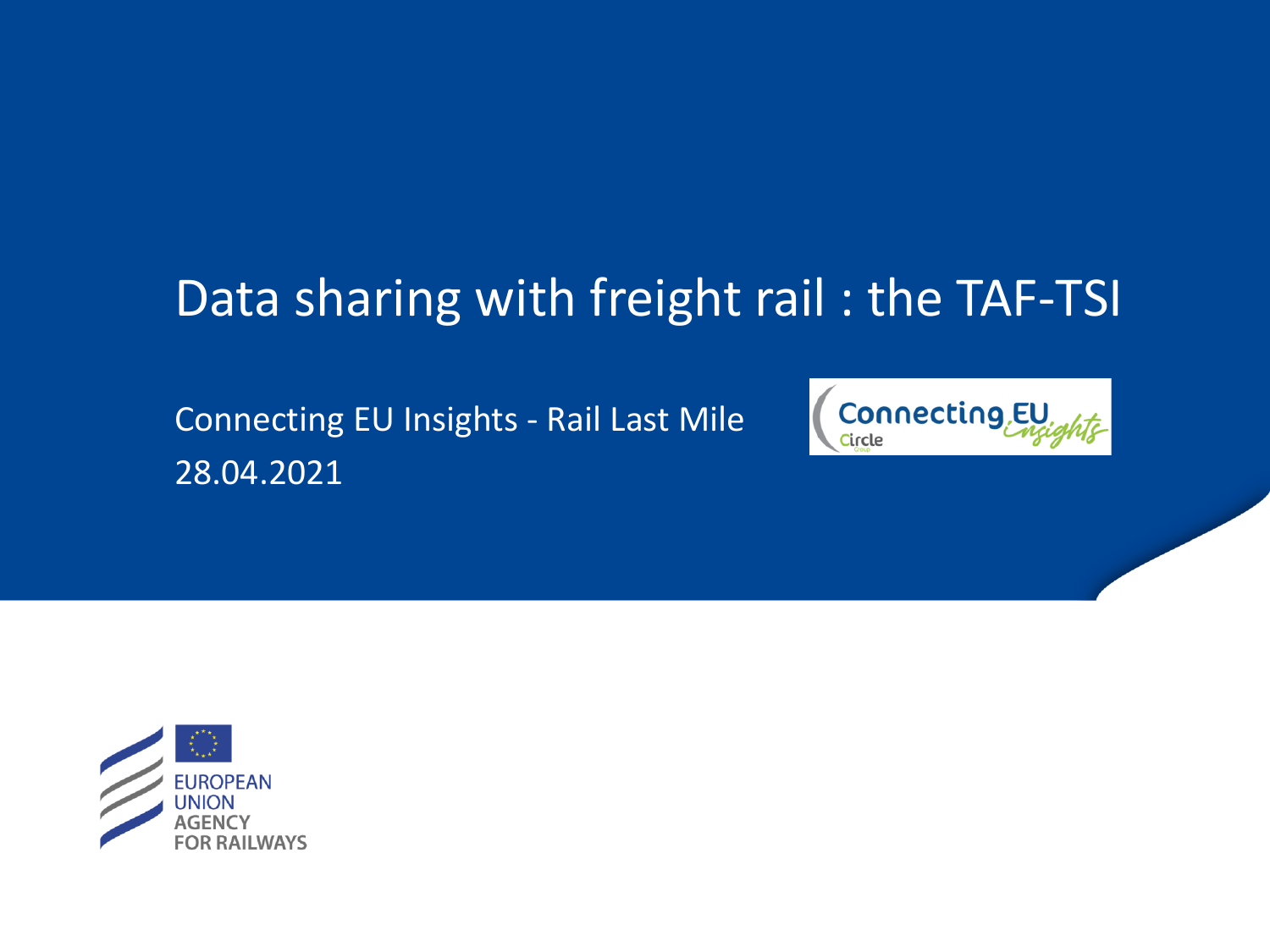# Data sharing with freight rail : the TAF-TSI

Connecting EU Insights - Rail Last Mile
28.04.2021

EUROPEAN UNION AGENCY FOR RAILWAYS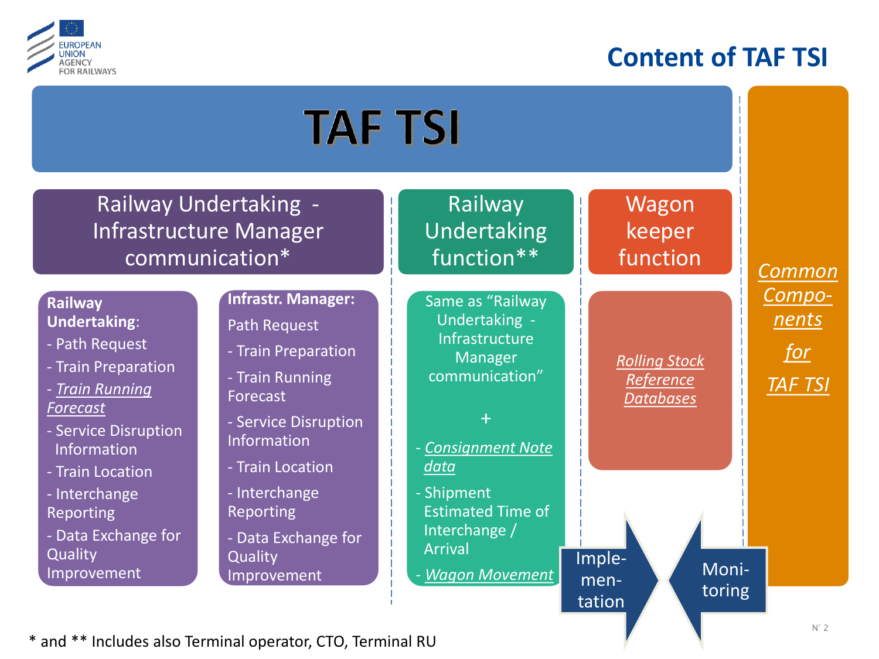# Content of TAF TSI

## TAF TSI

### Railway Undertaking - Infrastructure Manager communication*

**Railway Undertaking**:

- Path Request
- Train Preparation
- *Train Running Forecast*
- Service Disruption Information
- Train Location
- Interchange Reporting
- Data Exchange for Quality Improvement

**Infrastr. Manager:**

Path Request

- Train Preparation
- Train Running Forecast
- Service Disruption Information
- Train Location
- Interchange Reporting
- Data Exchange for Quality Improvement

### Railway Undertaking function**

Same as "Railway Undertaking - Infrastructure Manager communication"

\+

- *Consignment Note data*
- Shipment Estimated Time of Interchange / Arrival
- *Wagon Movement*

### Wagon keeper function

*Rolling Stock Reference Databases*

### *Common Compo-nents for TAF TSI*

Imple-men-tation

Moni-toring

\* and ** Includes also Terminal operator, CTO, Terminal RU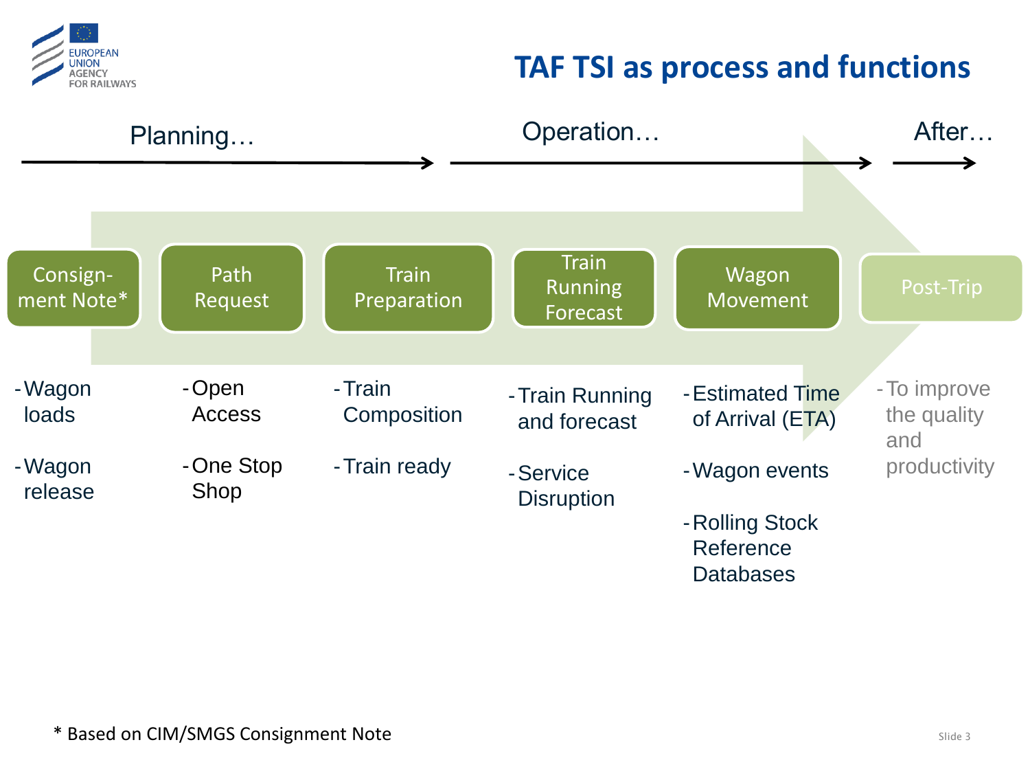# TAF TSI as process and functions

**Planning…** → **Operation…** → **After…**

| Consign-ment Note* | Path Request | Train Preparation | Train Running Forecast | Wagon Movement | Post-Trip |
|---|---|---|---|---|---|
| - Wagon loads<br>- Wagon release | - Open Access<br>- One Stop Shop | - Train Composition<br>- Train ready | - Train Running and forecast<br>- Service Disruption | - Estimated Time of Arrival (ETA)<br>- Wagon events<br>- Rolling Stock Reference Databases | - To improve the quality and productivity |

\* Based on CIM/SMGS Consignment Note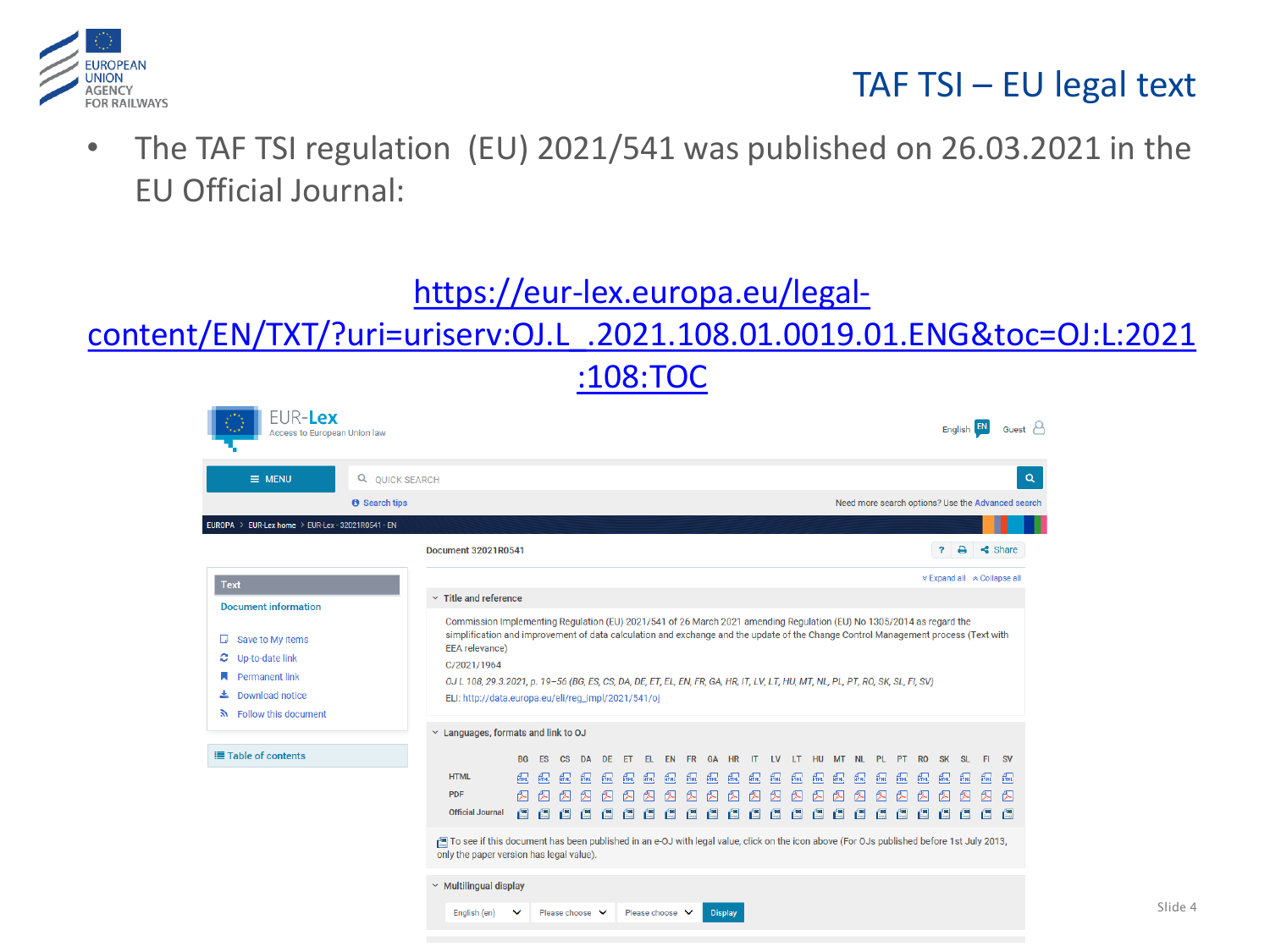# TAF TSI – EU legal text

- The TAF TSI regulation (EU) 2021/541 was published on 26.03.2021 in the EU Official Journal:

https://eur-lex.europa.eu/legal-content/EN/TXT/?uri=uriserv:OJ.L_.2021.108.01.0019.01.ENG&toc=OJ:L:2021:108:TOC

EUR-Lex
Access to European Union law

English EN Guest

MENU QUICK SEARCH

Search tips Need more search options? Use the Advanced search

EUROPA > EUR-Lex home > EUR-Lex - 32021R0541 - EN

Document 32021R0541

Text

Document information

Save to My items
Up-to-date link
Permanent link
Download notice
Follow this document

Table of contents

Expand all Collapse all

Title and reference

Commission Implementing Regulation (EU) 2021/541 of 26 March 2021 amending Regulation (EU) No 1305/2014 as regard the simplification and improvement of data calculation and exchange and the update of the Change Control Management process (Text with EEA relevance)

C/2021/1964

OJ L 108, 29.3.2021, p. 19–56 (BG, ES, CS, DA, DE, ET, EL, EN, FR, GA, HR, IT, LV, LT, HU, MT, NL, PL, PT, RO, SK, SL, FI, SV)

ELI: http://data.europa.eu/eli/reg_impl/2021/541/oj

Languages, formats and link to OJ

| | BG | ES | CS | DA | DE | ET | EL | EN | FR | GA | HR | IT | LV | LT | HU | MT | NL | PL | PT | RO | SK | SL | FI | SV |
|---|---|---|---|---|---|---|---|---|---|---|---|---|---|---|---|---|---|---|---|---|---|---|---|---|
| HTML | | | | | | | | | | | | | | | | | | | | | | | | |
| PDF | | | | | | | | | | | | | | | | | | | | | | | | |
| Official Journal | | | | | | | | | | | | | | | | | | | | | | | | |

To see if this document has been published in an e-OJ with legal value, click on the icon above (For OJs published before 1st July 2013, only the paper version has legal value).

Multilingual display

English (en) Please choose Please choose Display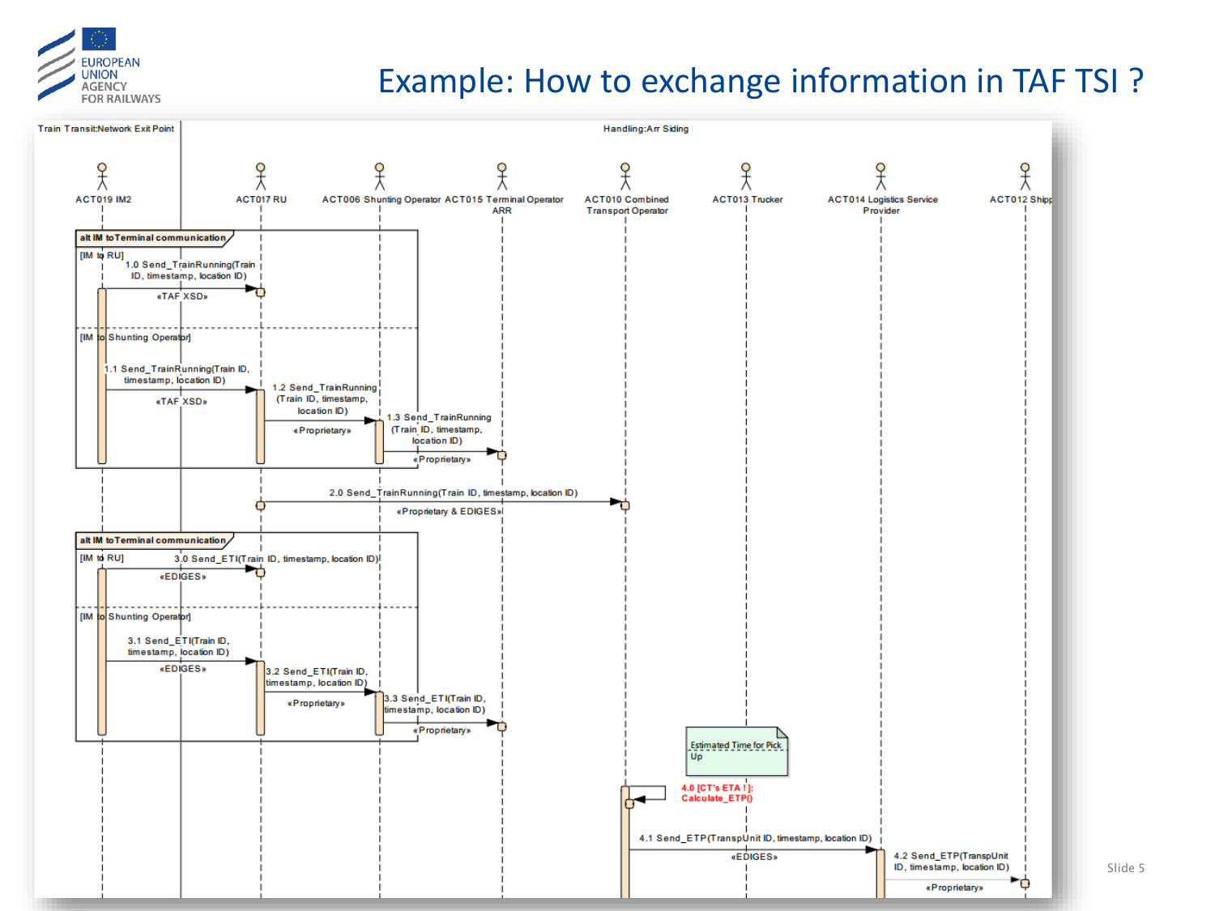# Example: How to exchange information in TAF TSI ?

Train Transit:Network Exit Point

Handling:Arr Siding

ACT019 IM2

ACT017 RU

ACT006 Shunting Operator

ACT015 Terminal Operator ARR

ACT010 Combined Transport Operator

ACT013 Trucker

ACT014 Logistics Service Provider

ACT012 Shipp

**alt IM to Terminal communication**

[IM to RU]

1.0 Send_TrainRunning(Train ID, timestamp, location ID)

«TAF XSD»

[IM to Shunting Operator]

1.1 Send_TrainRunning(Train ID, timestamp, location ID)

«TAF XSD»

1.2 Send_TrainRunning (Train ID, timestamp, location ID)

«Proprietary»

1.3 Send_TrainRunning (Train ID, timestamp, location ID)

«Proprietary»

2.0 Send_TrainRunning(Train ID, timestamp, location ID)

«Proprietary & EDIGES»

**alt IM to Terminal communication**

[IM to RU]

3.0 Send_ETI(Train ID, timestamp, location ID)

«EDIGES»

[IM to Shunting Operator]

3.1 Send_ETI(Train ID, timestamp, location ID)

«EDIGES»

3.2 Send_ETI(Train ID, timestamp, location ID)

«Proprietary»

3.3 Send_ETI(Train ID, timestamp, location ID)

«Proprietary»

Estimated Time for Pick Up

4.0 [CT's ETA !]: Calculate_ETP()

4.1 Send_ETP(TranspUnit ID, timestamp, location ID)

«EDIGES»

4.2 Send_ETP(TranspUnit ID, timestamp, location ID)

«Proprietary»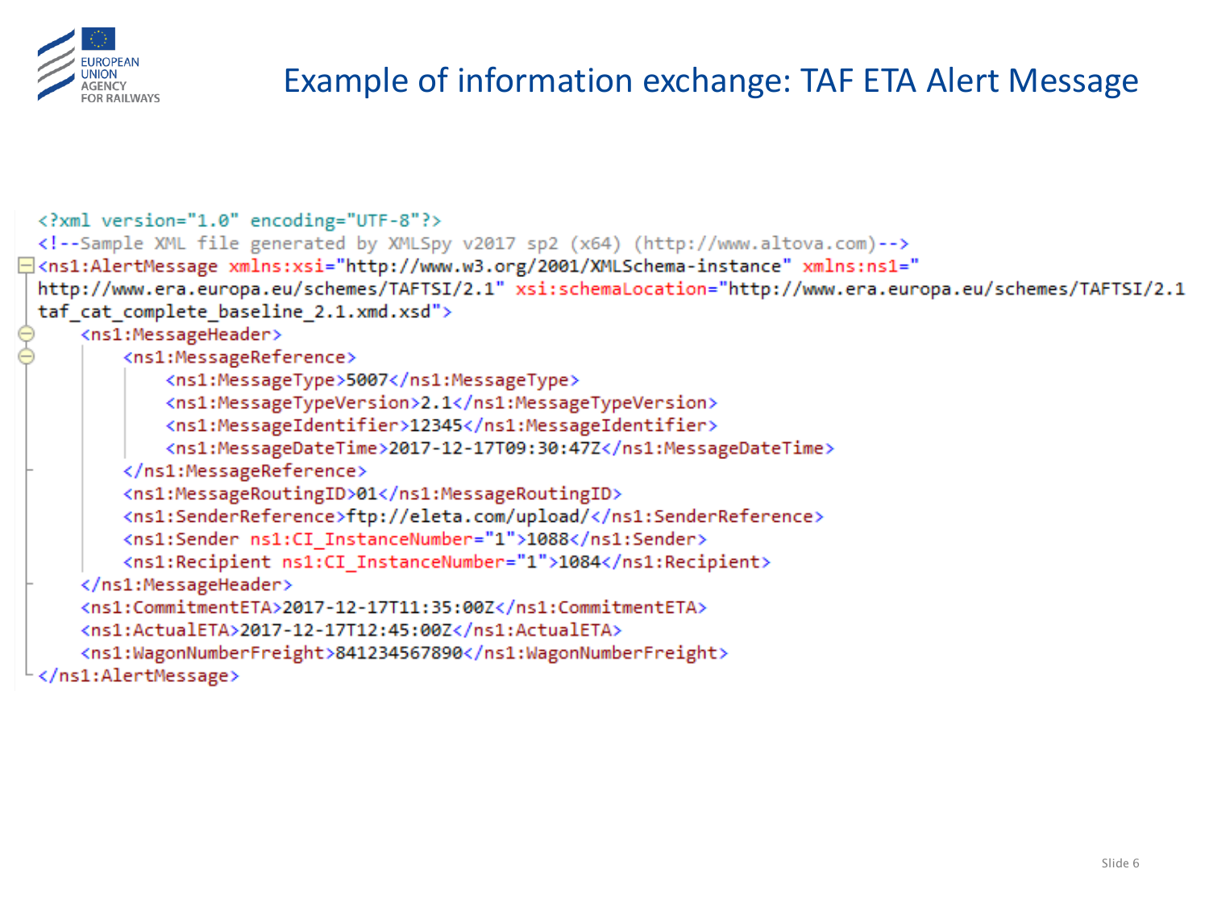# Example of information exchange: TAF ETA Alert Message

```xml
<?xml version="1.0" encoding="UTF-8"?>
<!--Sample XML file generated by XMLSpy v2017 sp2 (x64) (http://www.altova.com)-->
<ns1:AlertMessage xmlns:xsi="http://www.w3.org/2001/XMLSchema-instance" xmlns:ns1="
http://www.era.europa.eu/schemes/TAFTSI/2.1" xsi:schemaLocation="http://www.era.europa.eu/schemes/TAFTSI/2.1
taf_cat_complete_baseline_2.1.xmd.xsd">
    <ns1:MessageHeader>
        <ns1:MessageReference>
            <ns1:MessageType>5007</ns1:MessageType>
            <ns1:MessageTypeVersion>2.1</ns1:MessageTypeVersion>
            <ns1:MessageIdentifier>12345</ns1:MessageIdentifier>
            <ns1:MessageDateTime>2017-12-17T09:30:47Z</ns1:MessageDateTime>
        </ns1:MessageReference>
        <ns1:MessageRoutingID>01</ns1:MessageRoutingID>
        <ns1:SenderReference>ftp://eleta.com/upload/</ns1:SenderReference>
        <ns1:Sender ns1:CI_InstanceNumber="1">1088</ns1:Sender>
        <ns1:Recipient ns1:CI_InstanceNumber="1">1084</ns1:Recipient>
    </ns1:MessageHeader>
    <ns1:CommitmentETA>2017-12-17T11:35:00Z</ns1:CommitmentETA>
    <ns1:ActualETA>2017-12-17T12:45:00Z</ns1:ActualETA>
    <ns1:WagonNumberFreight>841234567890</ns1:WagonNumberFreight>
</ns1:AlertMessage>
```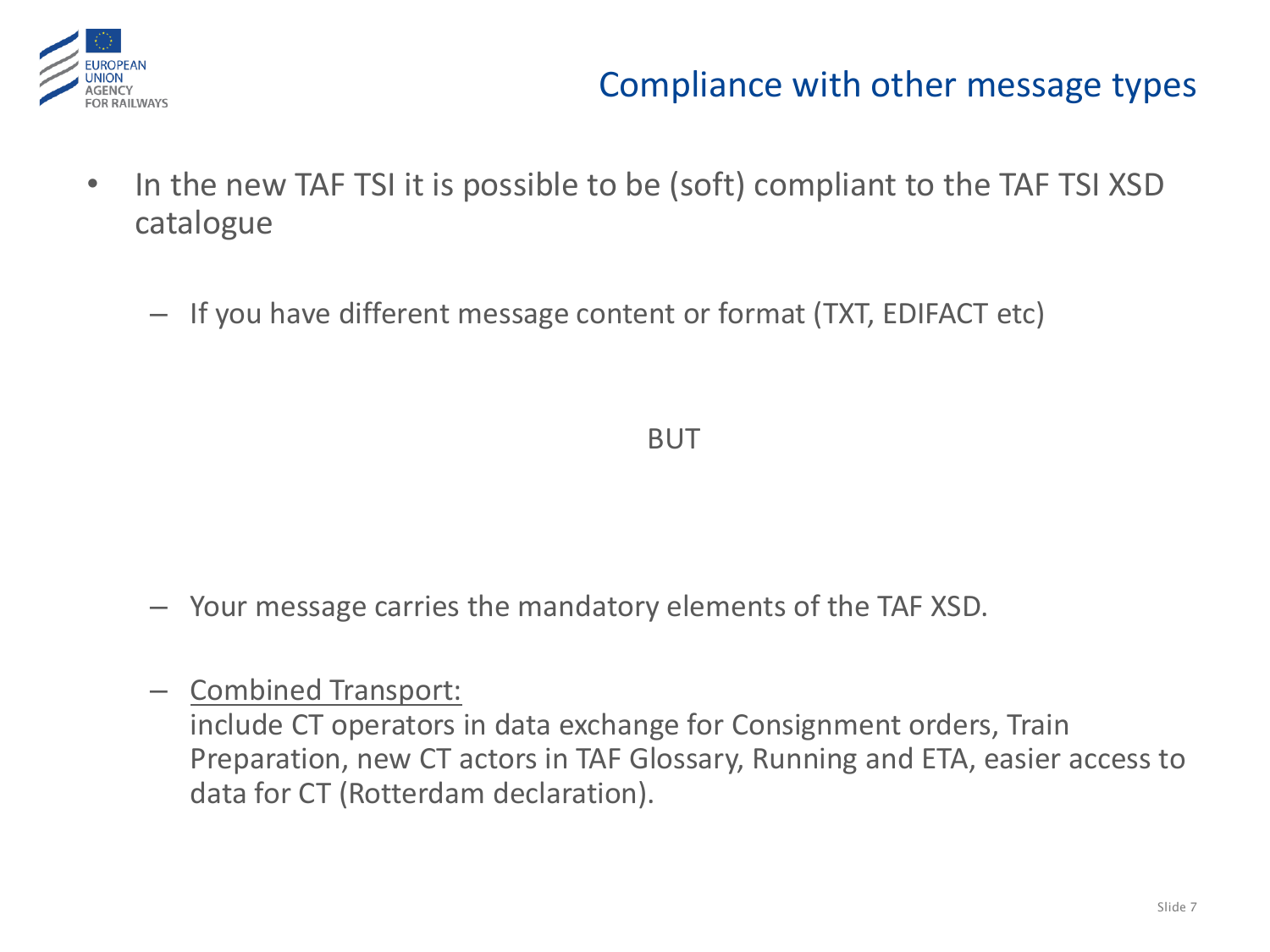# Compliance with other message types

- In the new TAF TSI it is possible to be (soft) compliant to the TAF TSI XSD catalogue
  - If you have different message content or format (TXT, EDIFACT etc)

BUT

  - Your message carries the mandatory elements of the TAF XSD.
  - Combined Transport:
    include CT operators in data exchange for Consignment orders, Train Preparation, new CT actors in TAF Glossary, Running and ETA, easier access to data for CT (Rotterdam declaration).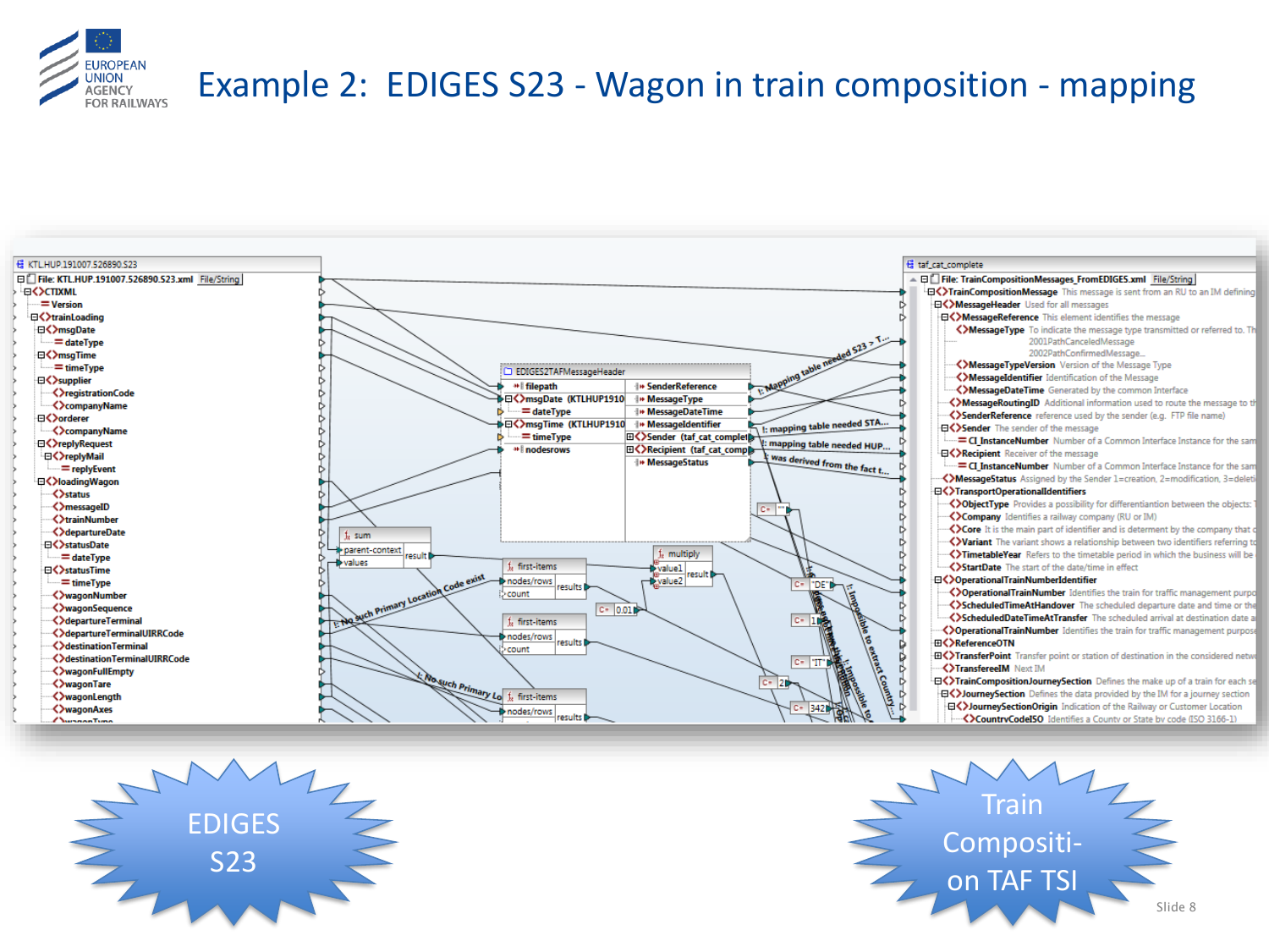# Example 2: EDIGES S23 - Wagon in train composition - mapping

EDIGES S23

Train Composition TAF TSI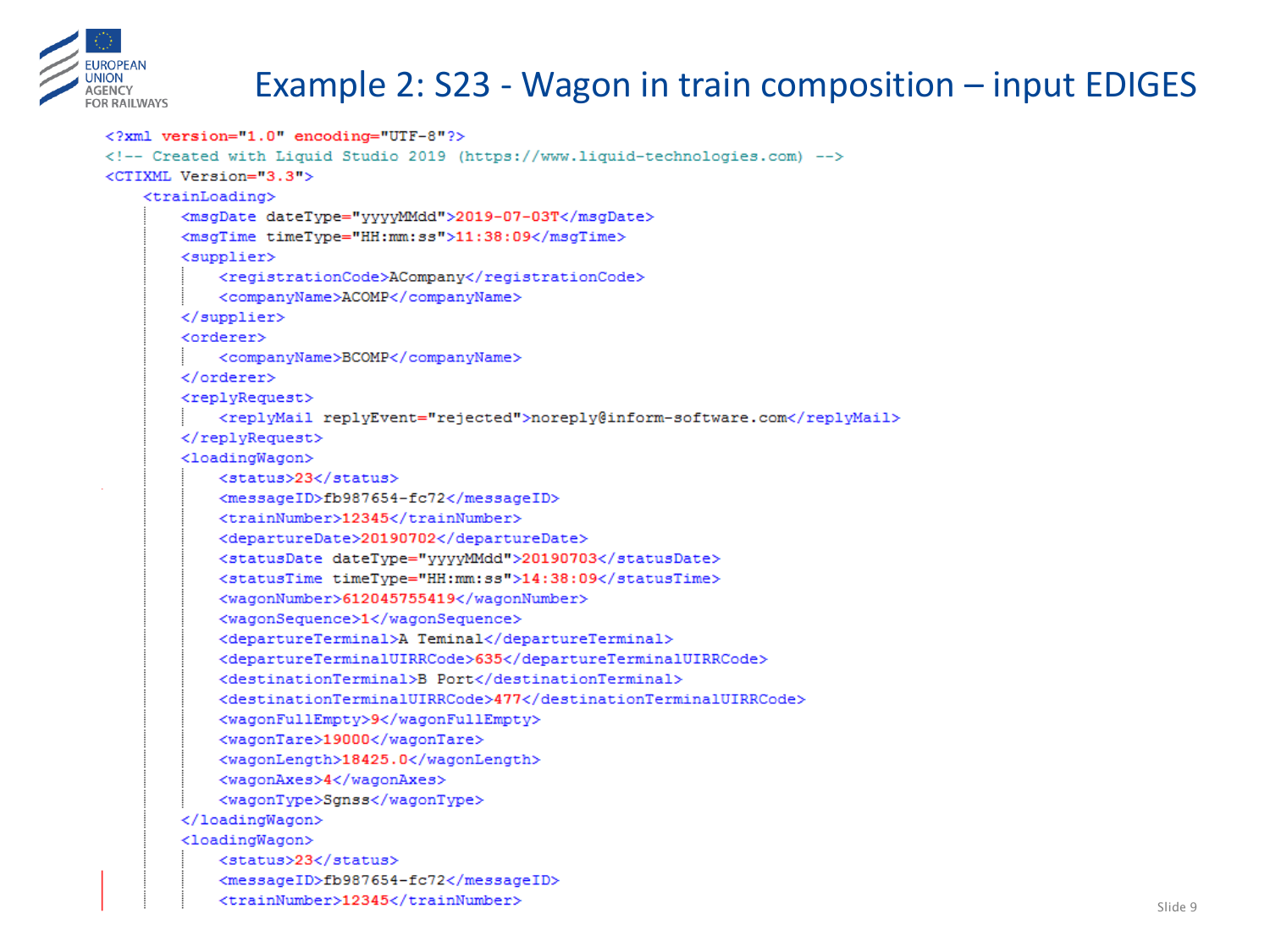# Example 2: S23 - Wagon in train composition – input EDIGES

```xml
<?xml version="1.0" encoding="UTF-8"?>
<!-- Created with Liquid Studio 2019 (https://www.liquid-technologies.com) -->
<CTIXML Version="3.3">
    <trainLoading>
        <msgDate dateType="yyyyMMdd">2019-07-03T</msgDate>
        <msgTime timeType="HH:mm:ss">11:38:09</msgTime>
        <supplier>
            <registrationCode>ACompany</registrationCode>
            <companyName>ACOMP</companyName>
        </supplier>
        <orderer>
            <companyName>BCOMP</companyName>
        </orderer>
        <replyRequest>
            <replyMail replyEvent="rejected">noreply@inform-software.com</replyMail>
        </replyRequest>
        <loadingWagon>
            <status>23</status>
            <messageID>fb987654-fc72</messageID>
            <trainNumber>12345</trainNumber>
            <departureDate>20190702</departureDate>
            <statusDate dateType="yyyyMMdd">20190703</statusDate>
            <statusTime timeType="HH:mm:ss">14:38:09</statusTime>
            <wagonNumber>612045755419</wagonNumber>
            <wagonSequence>1</wagonSequence>
            <departureTerminal>A Teminal</departureTerminal>
            <departureTerminalUIRRCode>635</departureTerminalUIRRCode>
            <destinationTerminal>B Port</destinationTerminal>
            <destinationTerminalUIRRCode>477</destinationTerminalUIRRCode>
            <wagonFullEmpty>9</wagonFullEmpty>
            <wagonTare>19000</wagonTare>
            <wagonLength>18425.0</wagonLength>
            <wagonAxes>4</wagonAxes>
            <wagonType>Sgnss</wagonType>
        </loadingWagon>
        <loadingWagon>
            <status>23</status>
            <messageID>fb987654-fc72</messageID>
            <trainNumber>12345</trainNumber>
```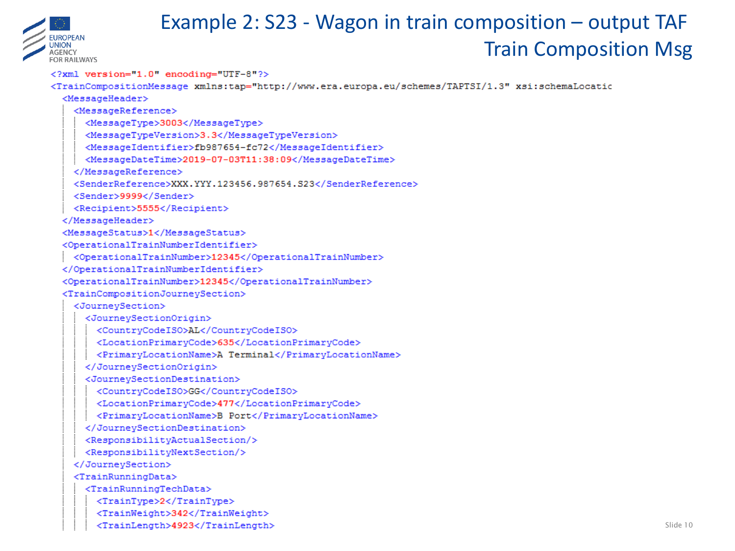# Example 2: S23 - Wagon in train composition – output TAF Train Composition Msg

```xml
<?xml version="1.0" encoding="UTF-8"?>
<TrainCompositionMessage xmlns:tap="http://www.era.europa.eu/schemes/TAPTSI/1.3" xsi:schemaLocatic
  <MessageHeader>
    <MessageReference>
      <MessageType>3003</MessageType>
      <MessageTypeVersion>3.3</MessageTypeVersion>
      <MessageIdentifier>fb987654-fc72</MessageIdentifier>
      <MessageDateTime>2019-07-03T11:38:09</MessageDateTime>
    </MessageReference>
    <SenderReference>XXX.YYY.123456.987654.S23</SenderReference>
    <Sender>9999</Sender>
    <Recipient>5555</Recipient>
  </MessageHeader>
  <MessageStatus>1</MessageStatus>
  <OperationalTrainNumberIdentifier>
    <OperationalTrainNumber>12345</OperationalTrainNumber>
  </OperationalTrainNumberIdentifier>
  <OperationalTrainNumber>12345</OperationalTrainNumber>
  <TrainCompositionJourneySection>
    <JourneySection>
      <JourneySectionOrigin>
        <CountryCodeISO>AL</CountryCodeISO>
        <LocationPrimaryCode>635</LocationPrimaryCode>
        <PrimaryLocationName>A Terminal</PrimaryLocationName>
      </JourneySectionOrigin>
      <JourneySectionDestination>
        <CountryCodeISO>GG</CountryCodeISO>
        <LocationPrimaryCode>477</LocationPrimaryCode>
        <PrimaryLocationName>B Port</PrimaryLocationName>
      </JourneySectionDestination>
      <ResponsibilityActualSection/>
      <ResponsibilityNextSection/>
    </JourneySection>
    <TrainRunningData>
      <TrainRunningTechData>
        <TrainType>2</TrainType>
        <TrainWeight>342</TrainWeight>
        <TrainLength>4923</TrainLength>
```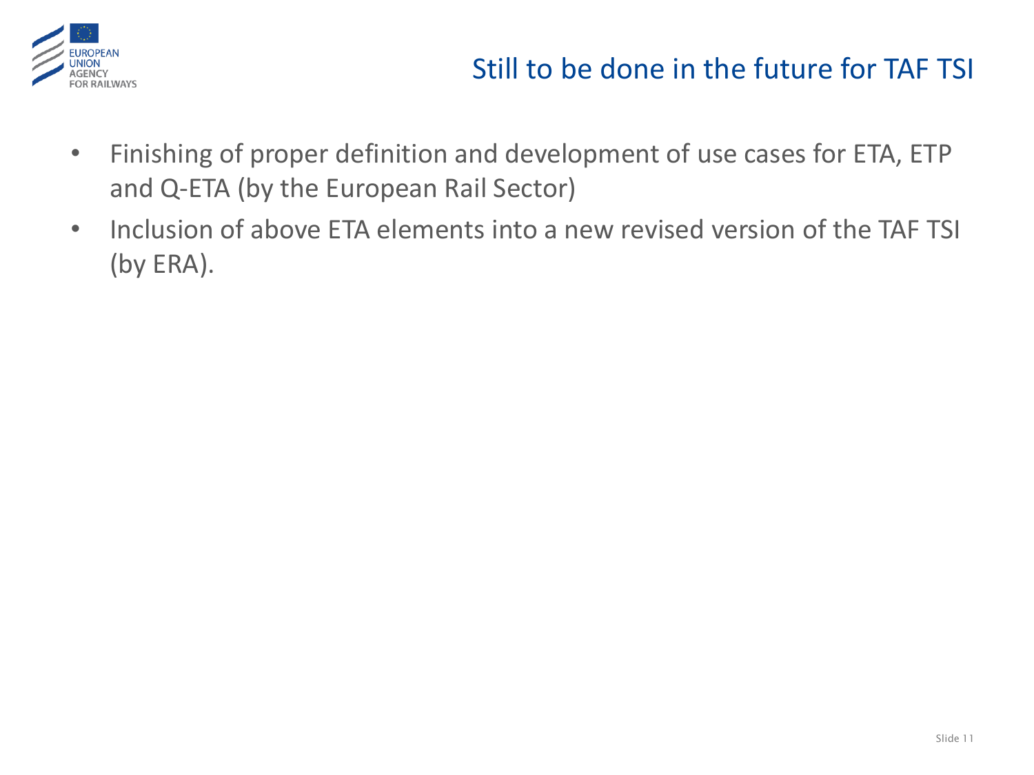# Still to be done in the future for TAF TSI

- Finishing of proper definition and development of use cases for ETA, ETP and Q-ETA (by the European Rail Sector)
- Inclusion of above ETA elements into a new revised version of the TAF TSI (by ERA).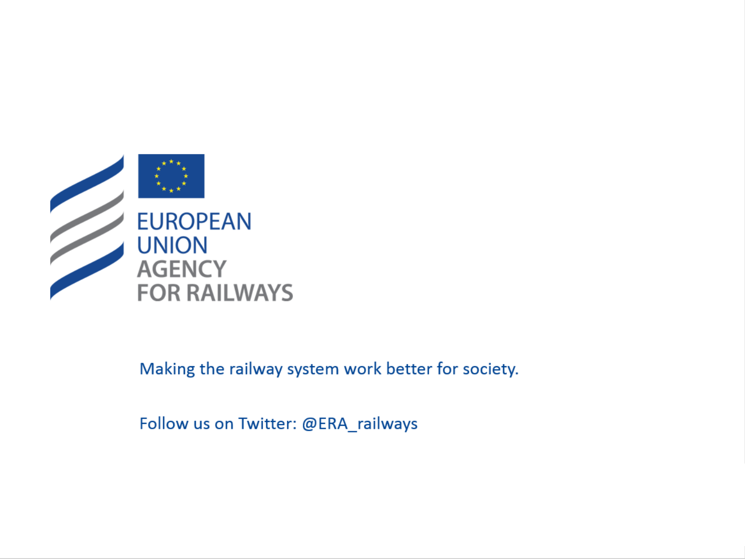EUROPEAN UNION AGENCY FOR RAILWAYS

Making the railway system work better for society.

Follow us on Twitter: @ERA_railways